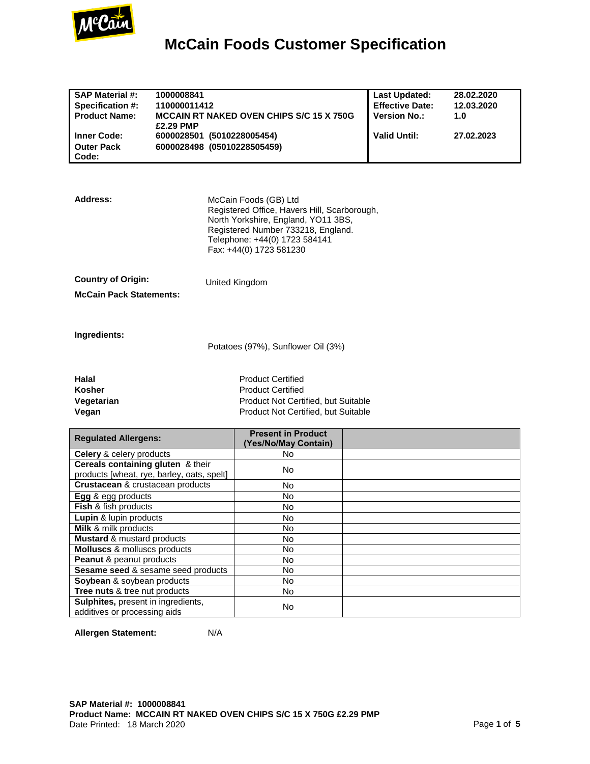# McCain Foods Customer Specification

| | | | |
|---|---|---|---|
| **SAP Material #:** | **1000008841** | **Last Updated:** | **28.02.2020** |
| **Specification #:** | **110000011412** | **Effective Date:** | **12.03.2020** |
| **Product Name:** | **MCCAIN RT NAKED OVEN CHIPS S/C 15 X 750G £2.29 PMP** | **Version No.:** | **1.0** |
| **Inner Code:** | **6000028501 (5010228005454)** | **Valid Until:** | **27.02.2023** |
| **Outer Pack Code:** | **6000028498 (05010228505459)** | | |

**Address:**

McCain Foods (GB) Ltd
Registered Office, Havers Hill, Scarborough,
North Yorkshire, England, YO11 3BS,
Registered Number 733218, England.
Telephone: +44(0) 1723 584141
Fax: +44(0) 1723 581230

**Country of Origin:** United Kingdom

**McCain Pack Statements:**

**Ingredients:**

Potatoes (97%), Sunflower Oil (3%)

| | |
|---|---|
| **Halal** | Product Certified |
| **Kosher** | Product Certified |
| **Vegetarian** | Product Not Certified, but Suitable |
| **Vegan** | Product Not Certified, but Suitable |

| **Regulated Allergens:** | **Present in Product (Yes/No/May Contain)** | |
|---|---|---|
| **Celery** & celery products | No | |
| **Cereals containing gluten** & their products [wheat, rye, barley, oats, spelt] | No | |
| **Crustacean** & crustacean products | No | |
| **Egg** & egg products | No | |
| **Fish** & fish products | No | |
| **Lupin** & lupin products | No | |
| **Milk** & milk products | No | |
| **Mustard** & mustard products | No | |
| **Molluscs** & molluscs products | No | |
| **Peanut** & peanut products | No | |
| **Sesame seed** & sesame seed products | No | |
| **Soybean** & soybean products | No | |
| **Tree nuts** & tree nut products | No | |
| **Sulphites,** present in ingredients, additives or processing aids | No | |

**Allergen Statement:** N/A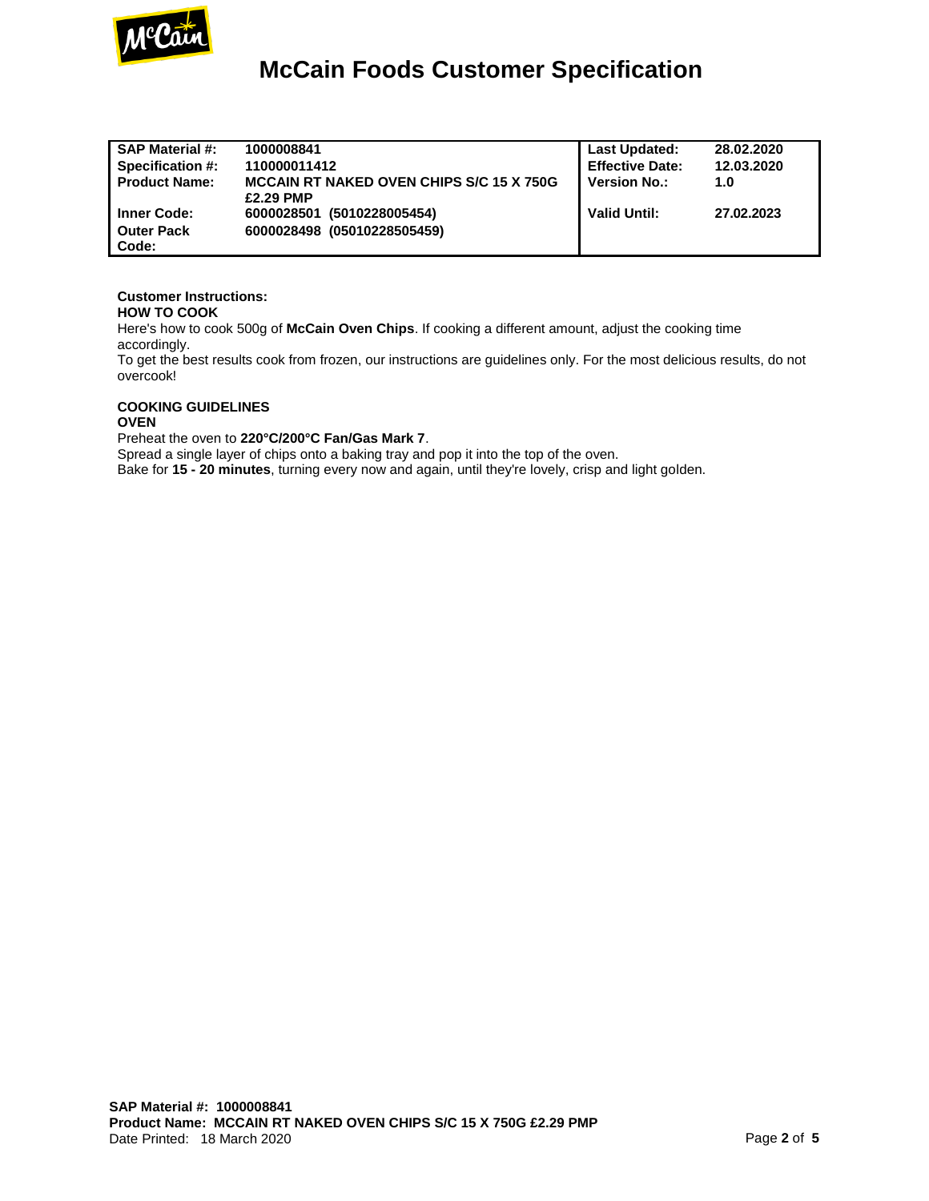# McCain Foods Customer Specification

| | | | |
|---|---|---|---|
| **SAP Material #:** | **1000008841** | **Last Updated:** | **28.02.2020** |
| **Specification #:** | **110000011412** | **Effective Date:** | **12.03.2020** |
| **Product Name:** | **MCCAIN RT NAKED OVEN CHIPS S/C 15 X 750G £2.29 PMP** | **Version No.:** | **1.0** |
| **Inner Code:** | **6000028501 (5010228005454)** | **Valid Until:** | **27.02.2023** |
| **Outer Pack Code:** | **6000028498 (05010228505459)** | | |

**Customer Instructions:**

**HOW TO COOK**

Here's how to cook 500g of **McCain Oven Chips**. If cooking a different amount, adjust the cooking time accordingly.

To get the best results cook from frozen, our instructions are guidelines only. For the most delicious results, do not overcook!

**COOKING GUIDELINES**

**OVEN**

Preheat the oven to **220°C/200°C Fan/Gas Mark 7**.

Spread a single layer of chips onto a baking tray and pop it into the top of the oven.

Bake for **15 - 20 minutes**, turning every now and again, until they're lovely, crisp and light golden.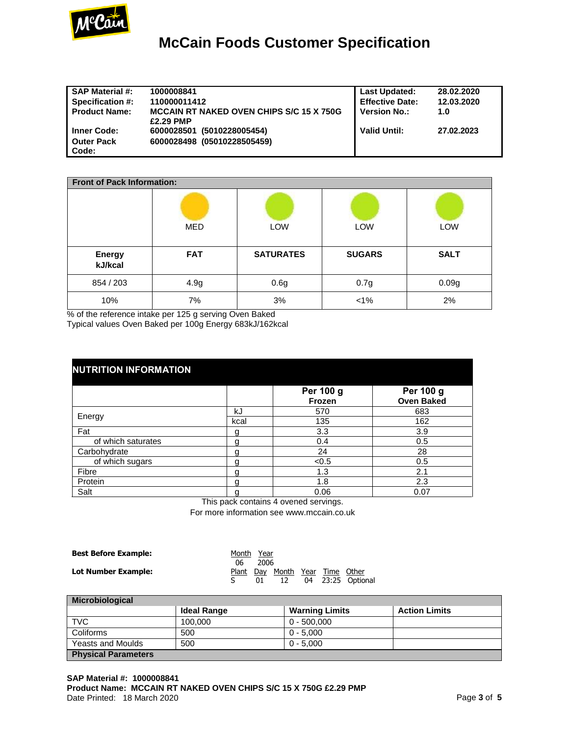# McCain Foods Customer Specification

| | | | |
|---|---|---|---|
| **SAP Material #:** | **1000008841** | **Last Updated:** | **28.02.2020** |
| **Specification #:** | **110000011412** | **Effective Date:** | **12.03.2020** |
| **Product Name:** | **MCCAIN RT NAKED OVEN CHIPS S/C 15 X 750G £2.29 PMP** | **Version No.:** | **1.0** |
| **Inner Code:** | **6000028501 (5010228005454)** | **Valid Until:** | **27.02.2023** |
| **Outer Pack Code:** | **6000028498 (05010228505459)** | | |

**Front of Pack Information:**

| | MED | LOW | LOW | LOW |
|---|---|---|---|---|
| **Energy kJ/kcal** | **FAT** | **SATURATES** | **SUGARS** | **SALT** |
| 854 / 203 | 4.9g | 0.6g | 0.7g | 0.09g |
| 10% | 7% | 3% | <1% | 2% |

% of the reference intake per 125 g serving Oven Baked
Typical values Oven Baked per 100g Energy 683kJ/162kcal

## NUTRITION INFORMATION

| | | Per 100 g Frozen | Per 100 g Oven Baked |
|---|---|---|---|
| Energy | kJ | 570 | 683 |
| | kcal | 135 | 162 |
| Fat | g | 3.3 | 3.9 |
| of which saturates | g | 0.4 | 0.5 |
| Carbohydrate | g | 24 | 28 |
| of which sugars | g | <0.5 | 0.5 |
| Fibre | g | 1.3 | 2.1 |
| Protein | g | 1.8 | 2.3 |
| Salt | g | 0.06 | 0.07 |

This pack contains 4 ovened servings.
For more information see www.mccain.co.uk

**Best Before Example:**

| Month | Year |
|---|---|
| 06 | 2006 |

**Lot Number Example:**

| Plant | Day | Month | Year | Time | Other |
|---|---|---|---|---|---|
| S | 01 | 12 | 04 | 23:25 | Optional |

| Microbiological | Ideal Range | Warning Limits | Action Limits |
|---|---|---|---|
| TVC | 100,000 | 0 - 500,000 | |
| Coliforms | 500 | 0 - 5,000 | |
| Yeasts and Moulds | 500 | 0 - 5,000 | |
| **Physical Parameters** | | | |

**SAP Material #: 1000008841**
**Product Name: MCCAIN RT NAKED OVEN CHIPS S/C 15 X 750G £2.29 PMP**
Date Printed: 18 March 2020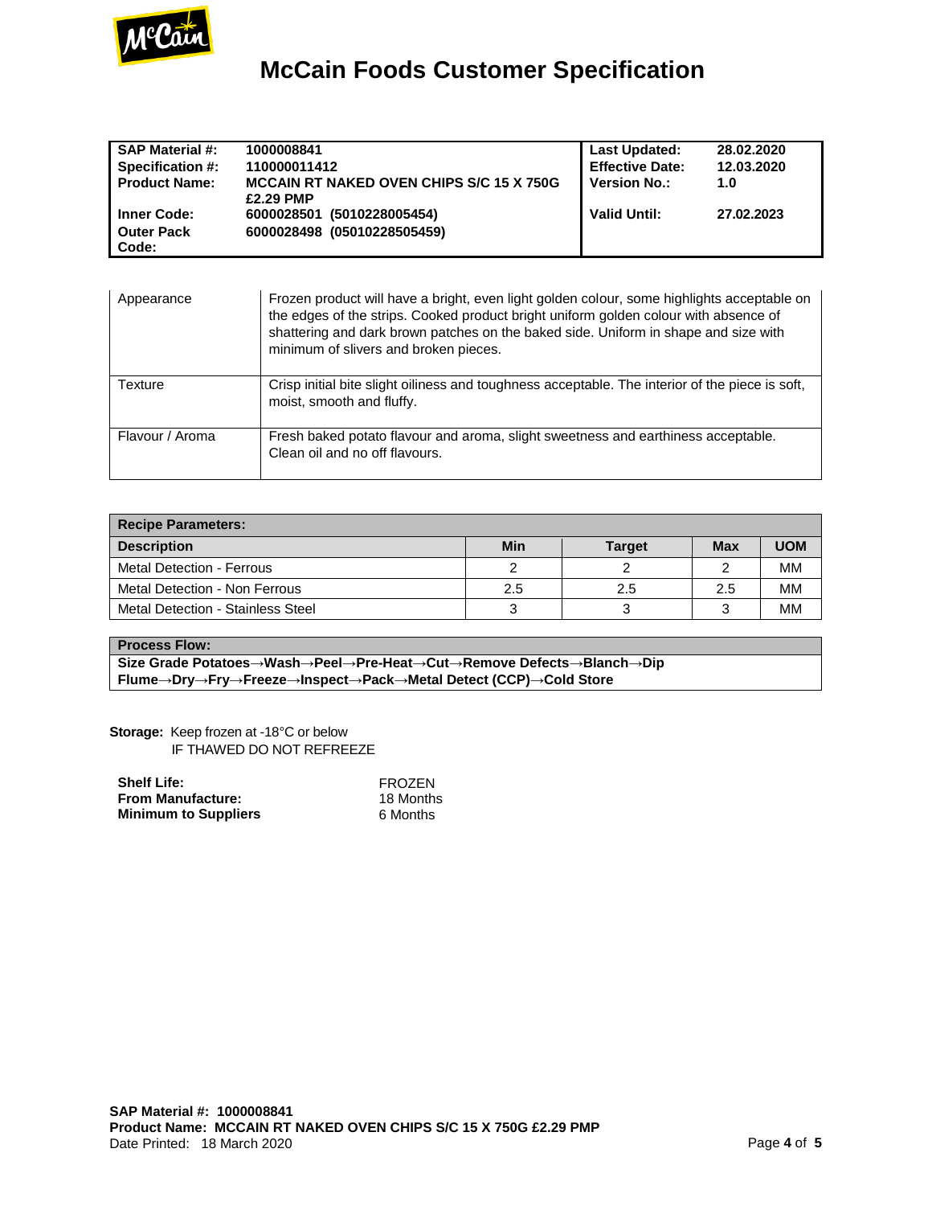# McCain Foods Customer Specification

| | | | |
|---|---|---|---|
| **SAP Material #:** | **1000008841** | **Last Updated:** | **28.02.2020** |
| **Specification #:** | **110000011412** | **Effective Date:** | **12.03.2020** |
| **Product Name:** | **MCCAIN RT NAKED OVEN CHIPS S/C 15 X 750G £2.29 PMP** | **Version No.:** | **1.0** |
| **Inner Code:** | **6000028501 (5010228005454)** | **Valid Until:** | **27.02.2023** |
| **Outer Pack Code:** | **6000028498 (05010228505459)** | | |

| | |
|---|---|
| Appearance | Frozen product will have a bright, even light golden colour, some highlights acceptable on the edges of the strips. Cooked product bright uniform golden colour with absence of shattering and dark brown patches on the baked side. Uniform in shape and size with minimum of slivers and broken pieces. |
| Texture | Crisp initial bite slight oiliness and toughness acceptable. The interior of the piece is soft, moist, smooth and fluffy. |
| Flavour / Aroma | Fresh baked potato flavour and aroma, slight sweetness and earthiness acceptable. Clean oil and no off flavours. |

**Recipe Parameters:**

| Description | Min | Target | Max | UOM |
|---|---|---|---|---|
| Metal Detection - Ferrous | 2 | 2 | 2 | MM |
| Metal Detection - Non Ferrous | 2.5 | 2.5 | 2.5 | MM |
| Metal Detection - Stainless Steel | 3 | 3 | 3 | MM |

**Process Flow:**

**Size Grade Potatoes→Wash→Peel→Pre-Heat→Cut→Remove Defects→Blanch→Dip Flume→Dry→Fry→Freeze→Inspect→Pack→Metal Detect (CCP)→Cold Store**

**Storage:** Keep frozen at -18°C or below
IF THAWED DO NOT REFREEZE

| **Shelf Life:** | FROZEN |
|---|---|
| **From Manufacture:** | 18 Months |
| **Minimum to Suppliers** | 6 Months |

**SAP Material #: 1000008841**
**Product Name: MCCAIN RT NAKED OVEN CHIPS S/C 15 X 750G £2.29 PMP**
Date Printed: 18 March 2020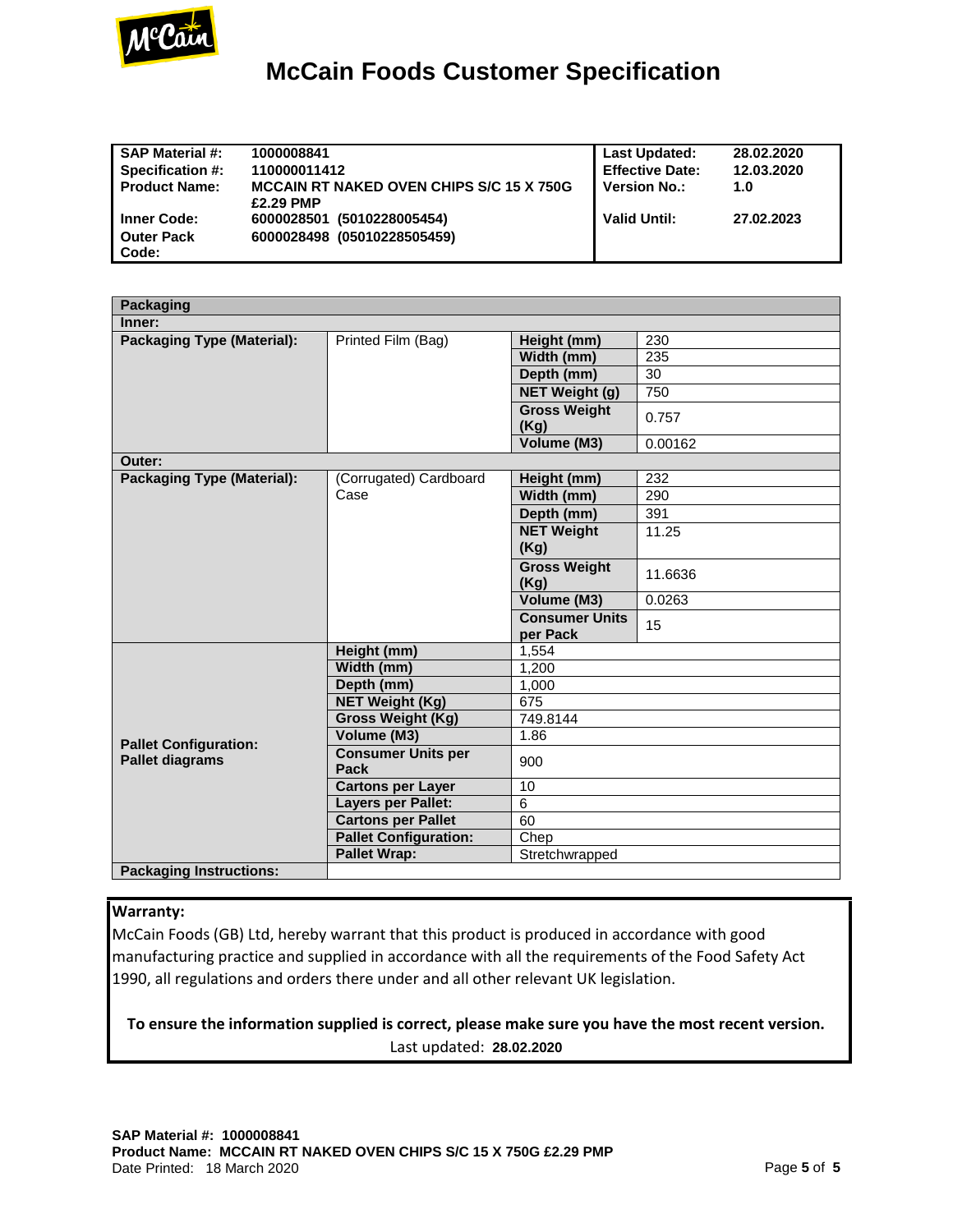# McCain Foods Customer Specification

| | | | |
|---|---|---|---|
| **SAP Material #:** | **1000008841** | **Last Updated:** | **28.02.2020** |
| **Specification #:** | **110000011412** | **Effective Date:** | **12.03.2020** |
| **Product Name:** | **MCCAIN RT NAKED OVEN CHIPS S/C 15 X 750G £2.29 PMP** | **Version No.:** | **1.0** |
| **Inner Code:** | **6000028501 (5010228005454)** | **Valid Until:** | **27.02.2023** |
| **Outer Pack Code:** | **6000028498 (05010228505459)** | | |

| **Packaging** | | | |
|---|---|---|---|
| **Inner:** | | | |
| **Packaging Type (Material):** | Printed Film (Bag) | **Height (mm)** | 230 |
| | | **Width (mm)** | 235 |
| | | **Depth (mm)** | 30 |
| | | **NET Weight (g)** | 750 |
| | | **Gross Weight (Kg)** | 0.757 |
| | | **Volume (M3)** | 0.00162 |
| **Outer:** | | | |
| **Packaging Type (Material):** | (Corrugated) Cardboard Case | **Height (mm)** | 232 |
| | | **Width (mm)** | 290 |
| | | **Depth (mm)** | 391 |
| | | **NET Weight (Kg)** | 11.25 |
| | | **Gross Weight (Kg)** | 11.6636 |
| | | **Volume (M3)** | 0.0263 |
| | | **Consumer Units per Pack** | 15 |
| **Pallet Configuration: Pallet diagrams** | **Height (mm)** | 1,554 | |
| | **Width (mm)** | 1,200 | |
| | **Depth (mm)** | 1,000 | |
| | **NET Weight (Kg)** | 675 | |
| | **Gross Weight (Kg)** | 749.8144 | |
| | **Volume (M3)** | 1.86 | |
| | **Consumer Units per Pack** | 900 | |
| | **Cartons per Layer** | 10 | |
| | **Layers per Pallet:** | 6 | |
| | **Cartons per Pallet** | 60 | |
| | **Pallet Configuration:** | Chep | |
| | **Pallet Wrap:** | Stretchwrapped | |
| **Packaging Instructions:** | | | |

**Warranty:**

McCain Foods (GB) Ltd, hereby warrant that this product is produced in accordance with good manufacturing practice and supplied in accordance with all the requirements of the Food Safety Act 1990, all regulations and orders there under and all other relevant UK legislation.

**To ensure the information supplied is correct, please make sure you have the most recent version.**

Last updated: **28.02.2020**

**SAP Material #: 1000008841**
**Product Name: MCCAIN RT NAKED OVEN CHIPS S/C 15 X 750G £2.29 PMP**
Date Printed: 18 March 2020